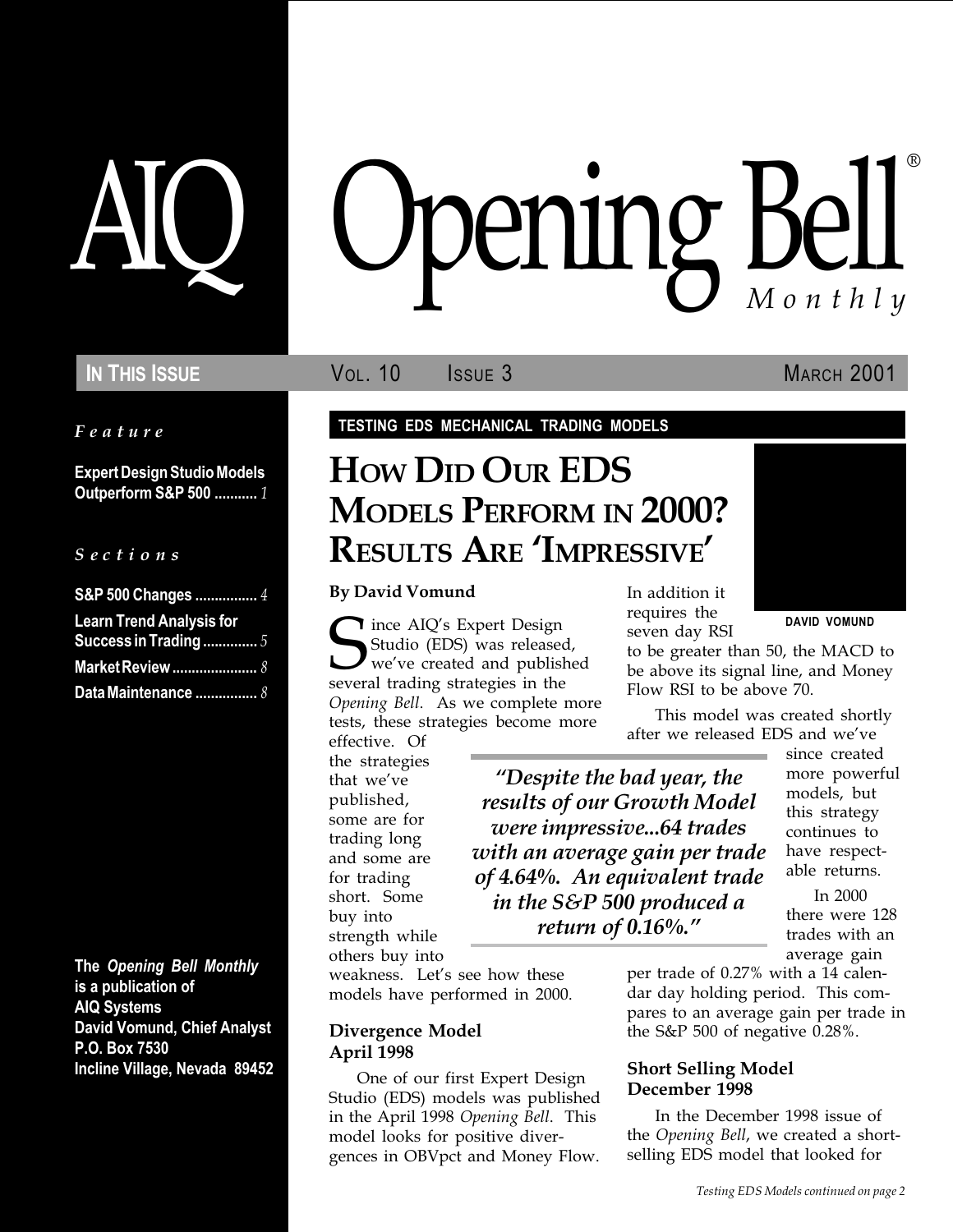# AIQ Opening Bell®

*Monthly*

**In This Issue** Vol. 10 Issue 3 March 2001

*Feature*

**Expert Design Studio Models Outperform S&P 500** ........... *1*

*Sections*

**S&P 500 Changes** ................ *4*

**Learn Trend Analysis for Success in Trading** ............. *5*

**Market Review** ...................... *8*

**Data Maintenance** ................ *8*

**The *Opening Bell Monthly* is a publication of AIQ Systems**
**David Vomund, Chief Analyst**
**P.O. Box 7530**
**Incline Village, Nevada 89452**

**TESTING EDS MECHANICAL TRADING MODELS**

## How Did Our EDS Models Perform in 2000? Results Are 'Impressive'

**By David Vomund**

DAVID VOMUND

Since AIQ's Expert Design Studio (EDS) was released, we've created and published several trading strategies in the *Opening Bell*. As we complete more tests, these strategies become more effective. Of the strategies that we've published, some are for trading long and some are for trading short. Some buy into strength while others buy into weakness. Let's see how these models have performed in 2000.

> *"Despite the bad year, the results of our Growth Model were impressive...64 trades with an average gain per trade of 4.64%. An equivalent trade in the S&P 500 produced a return of 0.16%."*

### Divergence Model April 1998

One of our first Expert Design Studio (EDS) models was published in the April 1998 *Opening Bell*. This model looks for positive divergences in OBVpct and Money Flow. In addition it requires the seven day RSI to be greater than 50, the MACD to be above its signal line, and Money Flow RSI to be above 70.

This model was created shortly after we released EDS and we've since created more powerful models, but this strategy continues to have respectable returns.

In 2000 there were 128 trades with an average gain per trade of 0.27% with a 14 calendar day holding period. This compares to an average gain per trade in the S&P 500 of negative 0.28%.

### Short Selling Model December 1998

In the December 1998 issue of the *Opening Bell*, we created a short-selling EDS model that looked for

*Testing EDS Models continued on page 2*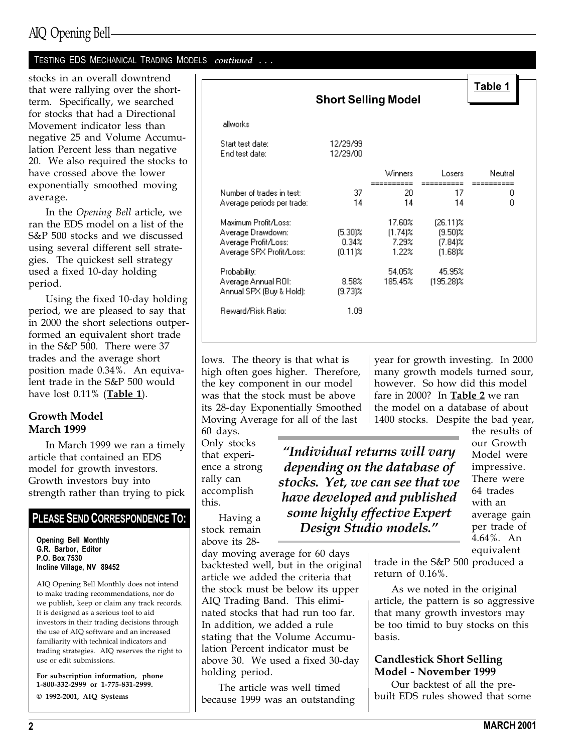TESTING EDS MECHANICAL TRADING MODELS *continued . . .*

stocks in an overall downtrend that were rallying over the short-term. Specifically, we searched for stocks that had a Directional Movement indicator less than negative 25 and Volume Accumulation Percent less than negative 20. We also required the stocks to have crossed above the lower exponentially smoothed moving average.

In the *Opening Bell* article, we ran the EDS model on a list of the S&P 500 stocks and we discussed using several different sell strategies. The quickest sell strategy used a fixed 10-day holding period.

Using the fixed 10-day holding period, we are pleased to say that in 2000 the short selections outperformed an equivalent short trade in the S&P 500. There were 37 trades and the average short position made 0.34%. An equivalent trade in the S&P 500 would have lost 0.11% (**Table 1**).

**Table 1**

**Short Selling Model**

allworks

| | | Winners | Losers | Neutral |
|---|---|---|---|---|
| Start test date: | 12/29/99 | | | |
| End test date: | 12/29/00 | | | |
| Number of trades in test: | 37 | 20 | 17 | 0 |
| Average periods per trade: | 14 | 14 | 14 | 0 |
| Maximum Profit/Loss: | | 17.60% | (26.11)% | |
| Average Drawdown: | (5.30)% | (1.74)% | (9.50)% | |
| Average Profit/Loss: | 0.34% | 7.29% | (7.84)% | |
| Average SPX Profit/Loss: | (0.11)% | 1.22% | (1.68)% | |
| Probability: | | 54.05% | 45.95% | |
| Average Annual ROI: | 8.58% | 185.45% | (195.28)% | |
| Annual SPX (Buy & Hold): | (9.73)% | | | |
| Reward/Risk Ratio: | 1.09 | | | |

### Growth Model March 1999

In March 1999 we ran a timely article that contained an EDS model for growth investors. Growth investors buy into strength rather than trying to pick lows. The theory is that what is high often goes higher. Therefore, the key component in our model was that the stock must be above its 28-day Exponentially Smoothed Moving Average for all of the last 60 days. Only stocks that experience a strong rally can accomplish this.

Having a stock remain above its 28-day moving average for 60 days backtested well, but in the original article we added the criteria that the stock must be below its upper AIQ Trading Band. This eliminated stocks that had run too far. In addition, we added a rule stating that the Volume Accumulation Percent indicator must be above 30. We used a fixed 30-day holding period.

The article was well timed because 1999 was an outstanding year for growth investing. In 2000 many growth models turned sour, however. So how did this model fare in 2000? In **Table 2** we ran the model on a database of about 1400 stocks. Despite the bad year, the results of our Growth Model were impressive. There were 64 trades with an average gain per trade of 4.64%. An equivalent trade in the S&P 500 produced a return of 0.16%.

*"Individual returns will vary depending on the database of stocks. Yet, we can see that we have developed and published some highly effective Expert Design Studio models."*

As we noted in the original article, the pattern is so aggressive that many growth investors may be too timid to buy stocks on this basis.

### Candlestick Short Selling Model - November 1999

Our backtest of all the pre-built EDS rules showed that some

**PLEASE SEND CORRESPONDENCE TO:**

**Opening Bell Monthly**
**G.R. Barbor, Editor**
**P.O. Box 7530**
**Incline Village, NV 89452**

AIQ Opening Bell Monthly does not intend to make trading recommendations, nor do we publish, keep or claim any track records. It is designed as a serious tool to aid investors in their trading decisions through the use of AIQ software and an increased familiarity with technical indicators and trading strategies. AIQ reserves the right to use or edit submissions.

**For subscription information, phone 1-800-332-2999 or 1-775-831-2999.**

**© 1992-2001, AIQ Systems**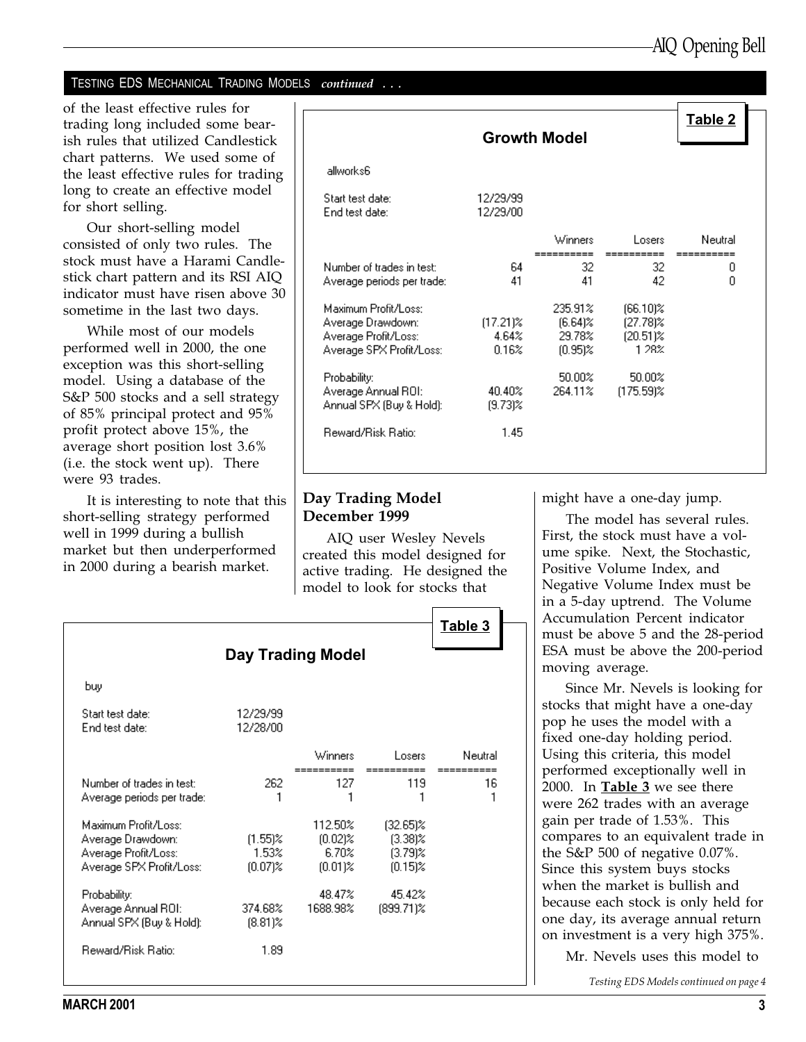TESTING EDS MECHANICAL TRADING MODELS *continued* . . .

of the least effective rules for trading long included some bearish rules that utilized Candlestick chart patterns. We used some of the least effective rules for trading long to create an effective model for short selling.

Our short-selling model consisted of only two rules. The stock must have a Harami Candlestick chart pattern and its RSI AIQ indicator must have risen above 30 sometime in the last two days.

While most of our models performed well in 2000, the one exception was this short-selling model. Using a database of the S&P 500 stocks and a sell strategy of 85% principal protect and 95% profit protect above 15%, the average short position lost 3.6% (i.e. the stock went up). There were 93 trades.

It is interesting to note that this short-selling strategy performed well in 1999 during a bullish market but then underperformed in 2000 during a bearish market.

**Table 2**

**Growth Model**

allworks6

| | | Winners | Losers | Neutral |
|---|---|---|---|---|
| Start test date: | 12/29/99 | | | |
| End test date: | 12/29/00 | | | |
| Number of trades in test: | 64 | 32 | 32 | 0 |
| Average periods per trade: | 41 | 41 | 42 | 0 |
| Maximum Profit/Loss: | | 235.91% | (66.10)% | |
| Average Drawdown: | (17.21)% | (6.64)% | (27.78)% | |
| Average Profit/Loss: | 4.64% | 29.78% | (20.51)% | |
| Average SPX Profit/Loss: | 0.16% | (0.95)% | 1.28% | |
| Probability: | | 50.00% | 50.00% | |
| Average Annual ROI: | 40.40% | 264.11% | (175.59)% | |
| Annual SPX (Buy & Hold): | (9.73)% | | | |
| Reward/Risk Ratio: | 1.45 | | | |

## Day Trading Model December 1999

AIQ user Wesley Nevels created this model designed for active trading. He designed the model to look for stocks that might have a one-day jump.

The model has several rules. First, the stock must have a volume spike. Next, the Stochastic, Positive Volume Index, and Negative Volume Index must be in a 5-day uptrend. The Volume Accumulation Percent indicator must be above 5 and the 28-period ESA must be above the 200-period moving average.

Since Mr. Nevels is looking for stocks that might have a one-day pop he uses the model with a fixed one-day holding period. Using this criteria, this model performed exceptionally well in 2000. In **Table 3** we see there were 262 trades with an average gain per trade of 1.53%. This compares to an equivalent trade in the S&P 500 of negative 0.07%. Since this system buys stocks when the market is bullish and because each stock is only held for one day, its average annual return on investment is a very high 375%.

Mr. Nevels uses this model to

**Table 3**

**Day Trading Model**

buy

| | | Winners | Losers | Neutral |
|---|---|---|---|---|
| Start test date: | 12/29/99 | | | |
| End test date: | 12/28/00 | | | |
| Number of trades in test: | 262 | 127 | 119 | 16 |
| Average periods per trade: | 1 | 1 | 1 | 1 |
| Maximum Profit/Loss: | | 112.50% | (32.65)% | |
| Average Drawdown: | (1.55)% | (0.02)% | (3.38)% | |
| Average Profit/Loss: | 1.53% | 6.70% | (3.79)% | |
| Average SPX Profit/Loss: | (0.07)% | (0.01)% | (0.15)% | |
| Probability: | | 48.47% | 45.42% | |
| Average Annual ROI: | 374.68% | 1688.98% | (899.71)% | |
| Annual SPX (Buy & Hold): | (8.81)% | | | |
| Reward/Risk Ratio: | 1.89 | | | |

*Testing EDS Models continued on page 4*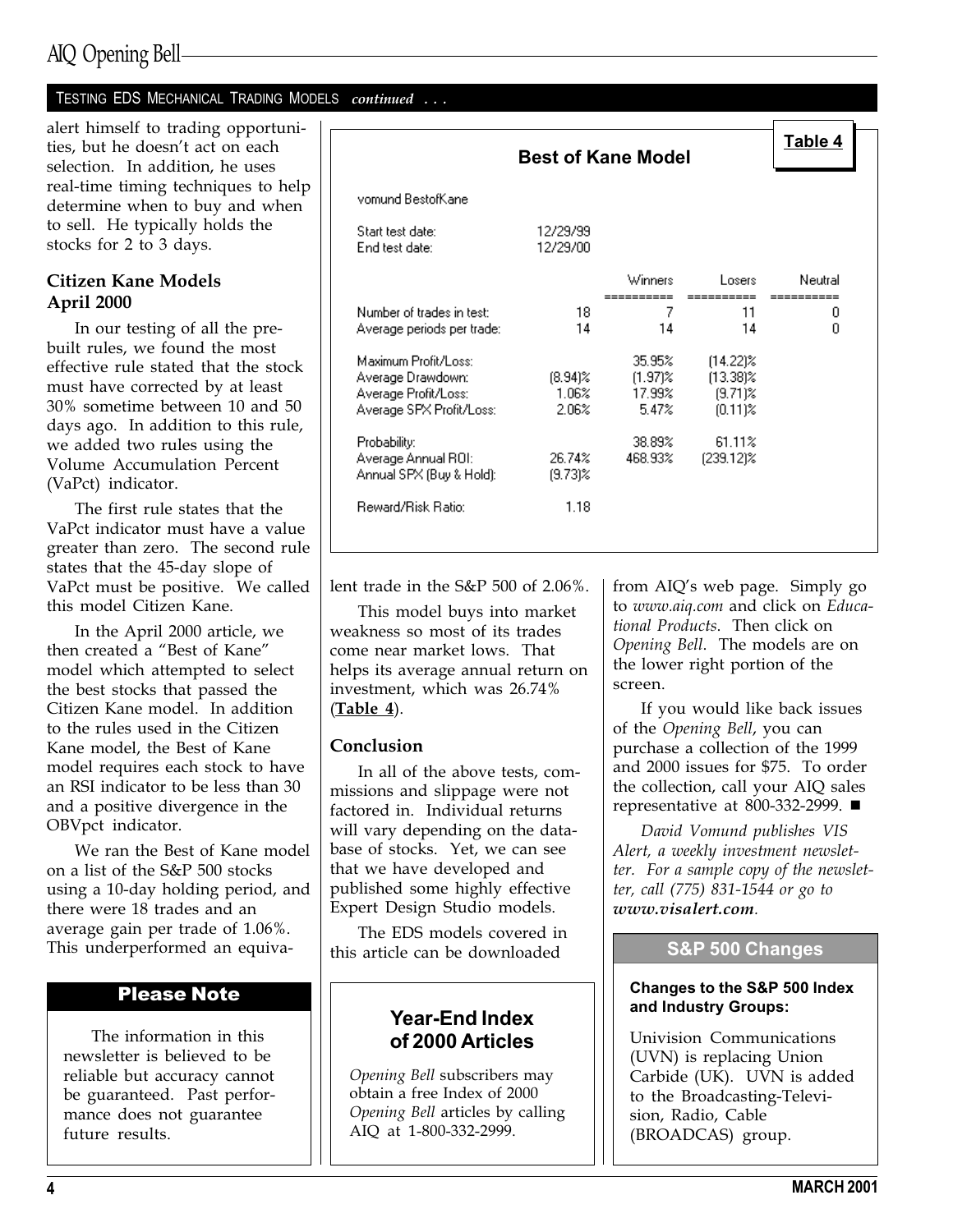TESTING EDS MECHANICAL TRADING MODELS *continued . . .*

alert himself to trading opportunities, but he doesn't act on each selection. In addition, he uses real-time timing techniques to help determine when to buy and when to sell. He typically holds the stocks for 2 to 3 days.

### Citizen Kane Models April 2000

In our testing of all the prebuilt rules, we found the most effective rule stated that the stock must have corrected by at least 30% sometime between 10 and 50 days ago. In addition to this rule, we added two rules using the Volume Accumulation Percent (VaPct) indicator.

The first rule states that the VaPct indicator must have a value greater than zero. The second rule states that the 45-day slope of VaPct must be positive. We called this model Citizen Kane.

In the April 2000 article, we then created a "Best of Kane" model which attempted to select the best stocks that passed the Citizen Kane model. In addition to the rules used in the Citizen Kane model, the Best of Kane model requires each stock to have an RSI indicator to be less than 30 and a positive divergence in the OBVpct indicator.

We ran the Best of Kane model on a list of the S&P 500 stocks using a 10-day holding period, and there were 18 trades and an average gain per trade of 1.06%. This underperformed an equivalent trade in the S&P 500 of 2.06%.

**Table 4**

**Best of Kane Model**

vomund BestofKane

Start test date: 12/29/99
End test date: 12/29/00

| | | Winners | Losers | Neutral |
|---|---|---|---|---|
| Number of trades in test: | 18 | 7 | 11 | 0 |
| Average periods per trade: | 14 | 14 | 14 | 0 |
| Maximum Profit/Loss: | | 35.95% | (14.22)% | |
| Average Drawdown: | (8.94)% | (1.97)% | (13.38)% | |
| Average Profit/Loss: | 1.06% | 17.99% | (9.71)% | |
| Average SPX Profit/Loss: | 2.06% | 5.47% | (0.11)% | |
| Probability: | | 38.89% | 61.11% | |
| Average Annual ROI: | 26.74% | 468.93% | (239.12)% | |
| Annual SPX (Buy & Hold): | (9.73)% | | | |
| Reward/Risk Ratio: | 1.18 | | | |

This model buys into market weakness so most of its trades come near market lows. That helps its average annual return on investment, which was 26.74% (**Table 4**).

### Conclusion

In all of the above tests, commissions and slippage were not factored in. Individual returns will vary depending on the database of stocks. Yet, we can see that we have developed and published some highly effective Expert Design Studio models.

The EDS models covered in this article can be downloaded from AIQ's web page. Simply go to *www.aiq.com* and click on *Educational Products*. Then click on *Opening Bell*. The models are on the lower right portion of the screen.

If you would like back issues of the *Opening Bell*, you can purchase a collection of the 1999 and 2000 issues for $75. To order the collection, call your AIQ sales representative at 800-332-2999. ■

*David Vomund publishes VIS Alert, a weekly investment newsletter. For a sample copy of the newsletter, call (775) 831-1544 or go to* ***www.visalert.com****.*

### Please Note

The information in this newsletter is believed to be reliable but accuracy cannot be guaranteed. Past performance does not guarantee future results.

### Year-End Index of 2000 Articles

*Opening Bell* subscribers may obtain a free Index of 2000 *Opening Bell* articles by calling AIQ at 1-800-332-2999.

### S&P 500 Changes

**Changes to the S&P 500 Index and Industry Groups:**

Univision Communications (UVN) is replacing Union Carbide (UK). UVN is added to the Broadcasting-Television, Radio, Cable (BROADCAS) group.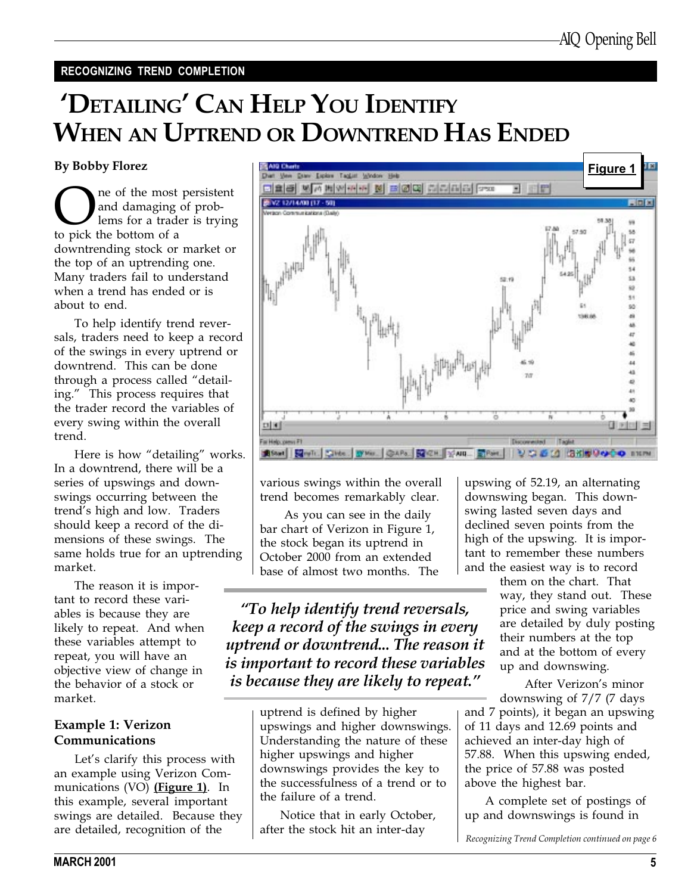**RECOGNIZING TREND COMPLETION**

# 'DETAILING' CAN HELP YOU IDENTIFY WHEN AN UPTREND OR DOWNTREND HAS ENDED

**By Bobby Florez**

One of the most persistent and damaging of problems for a trader is trying to pick the bottom of a downtrending stock or market or the top of an uptrending one. Many traders fail to understand when a trend has ended or is about to end.

To help identify trend reversals, traders need to keep a record of the swings in every uptrend or downtrend. This can be done through a process called "detailing." This process requires that the trader record the variables of every swing within the overall trend.

Here is how "detailing" works. In a downtrend, there will be a series of upswings and downswings occurring between the trend's high and low. Traders should keep a record of the dimensions of these swings. The same holds true for an uptrending market.

The reason it is important to record these variables is because they are likely to repeat. And when these variables attempt to repeat, you will have an objective view of change in the behavior of a stock or market.

### Example 1: Verizon Communications

Let's clarify this process with an example using Verizon Communications (VO) **(Figure 1)**. In this example, several important swings are detailed. Because they are detailed, recognition of the various swings within the overall trend becomes remarkably clear.

As you can see in the daily bar chart of Verizon in Figure 1, the stock began its uptrend in October 2000 from an extended base of almost two months. The uptrend is defined by higher upswings and higher downswings. Understanding the nature of these higher upswings and higher downswings provides the key to the successfulness of a trend or to the failure of a trend.

> ***"To help identify trend reversals, keep a record of the swings in every uptrend or downtrend... The reason it is important to record these variables is because they are likely to repeat."***

Notice that in early October, after the stock hit an inter-day upswing of 52.19, an alternating downswing began. This downswing lasted seven days and declined seven points from the high of the upswing. It is important to remember these numbers and the easiest way is to record them on the chart. That way, they stand out. These price and swing variables are detailed by duly posting their numbers at the top and at the bottom of every up and downswing.

After Verizon's minor downswing of 7/7 (7 days and 7 points), it began an upswing of 11 days and 12.69 points and achieved an inter-day high of 57.88. When this upswing ended, the price of 57.88 was posted above the highest bar.

A complete set of postings of up and downswings is found in

*Recognizing Trend Completion continued on page 6*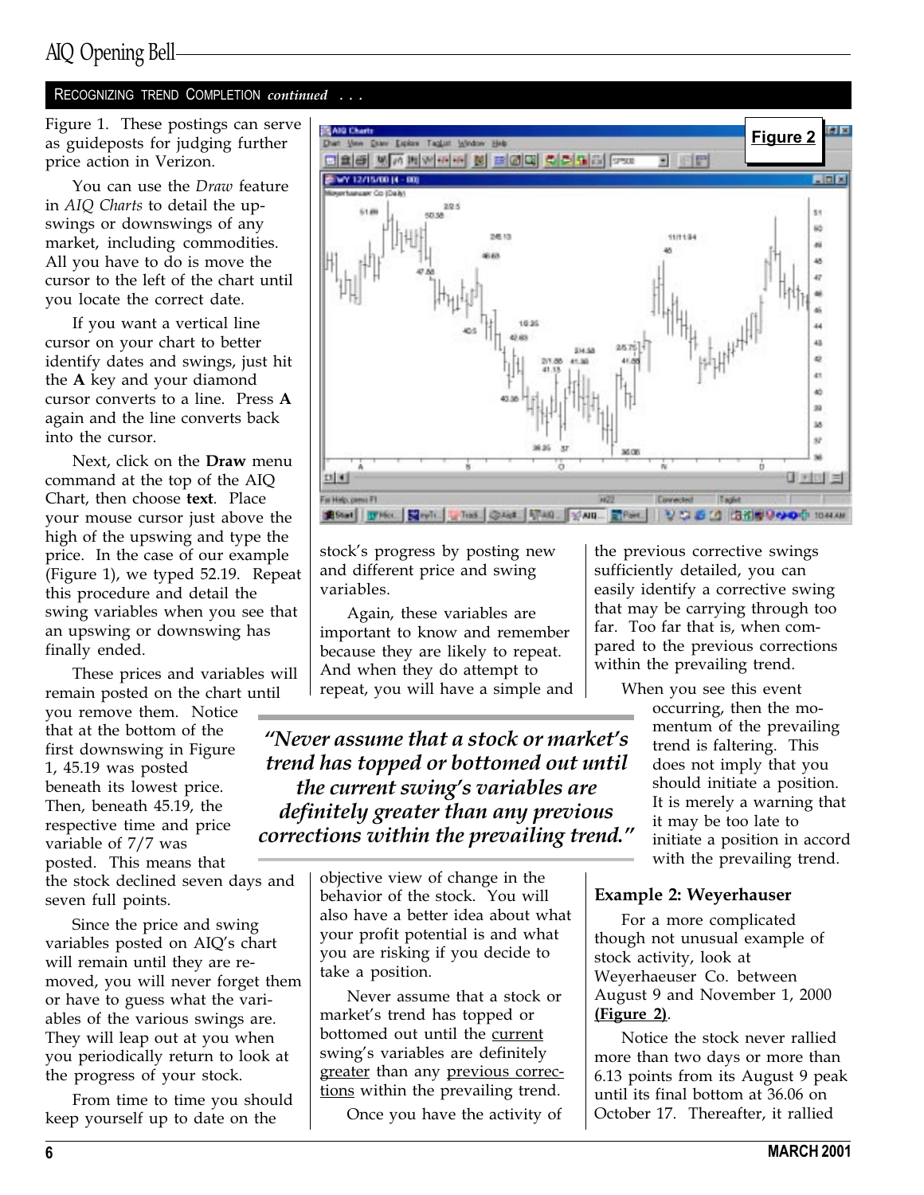RECOGNIZING TREND COMPLETION *continued* . . .

Figure 1. These postings can serve as guideposts for judging further price action in Verizon.

You can use the *Draw* feature in *AIQ Charts* to detail the upswings or downswings of any market, including commodities. All you have to do is move the cursor to the left of the chart until you locate the correct date.

If you want a vertical line cursor on your chart to better identify dates and swings, just hit the **A** key and your diamond cursor converts to a line. Press **A** again and the line converts back into the cursor.

Next, click on the **Draw** menu command at the top of the AIQ Chart, then choose **text**. Place your mouse cursor just above the high of the upswing and type the price. In the case of our example (Figure 1), we typed 52.19. Repeat this procedure and detail the swing variables when you see that an upswing or downswing has finally ended.

These prices and variables will remain posted on the chart until you remove them. Notice that at the bottom of the first downswing in Figure 1, 45.19 was posted beneath its lowest price. Then, beneath 45.19, the respective time and price variable of 7/7 was posted. This means that the stock declined seven days and seven full points.

Since the price and swing variables posted on AIQ's chart will remain until they are removed, you will never forget them or have to guess what the variables of the various swings are. They will leap out at you when you periodically return to look at the progress of your stock.

From time to time you should keep yourself up to date on the stock's progress by posting new and different price and swing variables.

Again, these variables are important to know and remember because they are likely to repeat. And when they do attempt to repeat, you will have a simple and objective view of change in the behavior of the stock. You will also have a better idea about what your profit potential is and what you are risking if you decide to take a position.

> *"Never assume that a stock or market's trend has topped or bottomed out until the current swing's variables are definitely greater than any previous corrections within the prevailing trend."*

Never assume that a stock or market's trend has topped or bottomed out until the current swing's variables are definitely greater than any previous corrections within the prevailing trend.

Once you have the activity of the previous corrective swings sufficiently detailed, you can easily identify a corrective swing that may be carrying through too far. Too far that is, when compared to the previous corrections within the prevailing trend.

When you see this event occurring, then the momentum of the prevailing trend is faltering. This does not imply that you should initiate a position. It is merely a warning that it may be too late to initiate a position in accord with the prevailing trend.

**Example 2: Weyerhauser**

For a more complicated though not unusual example of stock activity, look at Weyerhaeuser Co. between August 9 and November 1, 2000 **(Figure 2)**.

Notice the stock never rallied more than two days or more than 6.13 points from its August 9 peak until its final bottom at 36.06 on October 17. Thereafter, it rallied

Figure 2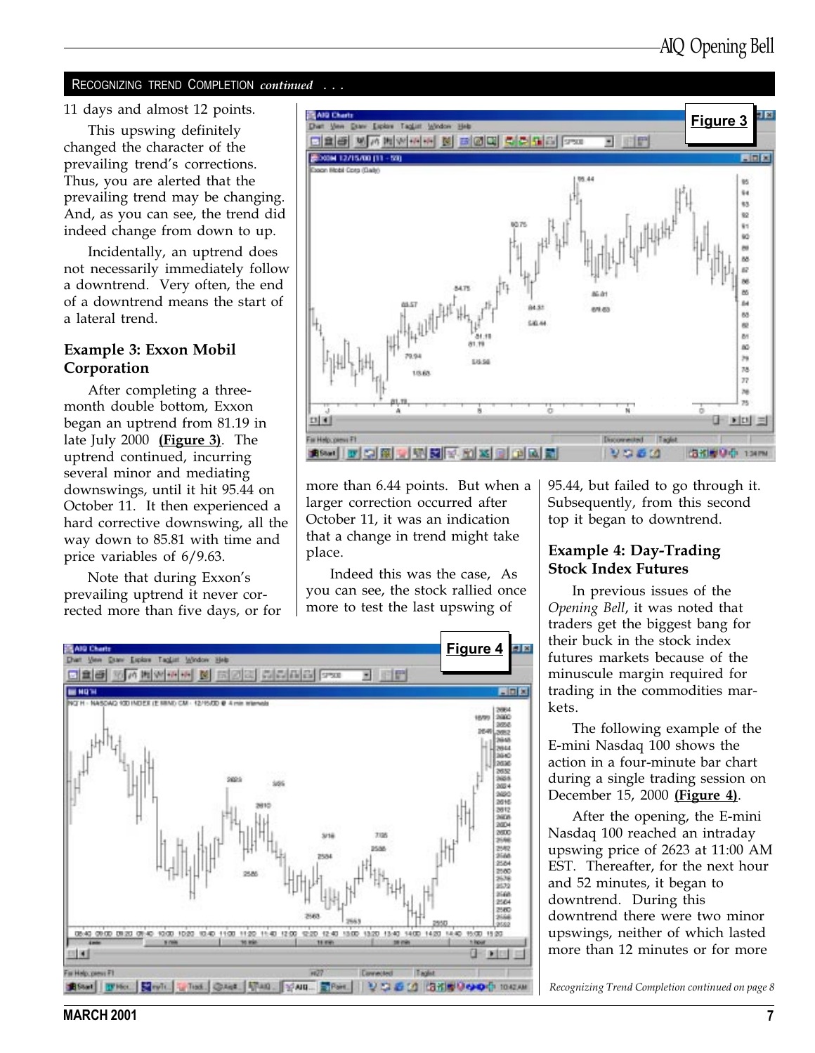## RECOGNIZING TREND COMPLETION *continued . . .*

11 days and almost 12 points.

This upswing definitely changed the character of the prevailing trend's corrections. Thus, you are alerted that the prevailing trend may be changing. And, as you can see, the trend did indeed change from down to up.

Incidentally, an uptrend does not necessarily immediately follow a downtrend. Very often, the end of a downtrend means the start of a lateral trend.

### Example 3: Exxon Mobil Corporation

After completing a three-month double bottom, Exxon began an uptrend from 81.19 in late July 2000 **(Figure 3)**. The uptrend continued, incurring several minor and mediating downswings, until it hit 95.44 on October 11. It then experienced a hard corrective downswing, all the way down to 85.81 with time and price variables of 6/9.63.

Note that during Exxon's prevailing uptrend it never corrected more than five days, or for more than 6.44 points. But when a larger correction occurred after October 11, it was an indication that a change in trend might take place.

Indeed this was the case, As you can see, the stock rallied once more to test the last upswing of 95.44, but failed to go through it. Subsequently, from this second top it began to downtrend.

Figure 3

### Example 4: Day-Trading Stock Index Futures

In previous issues of the *Opening Bell*, it was noted that traders get the biggest bang for their buck in the stock index futures markets because of the minuscule margin required for trading in the commodities markets.

The following example of the E-mini Nasdaq 100 shows the action in a four-minute bar chart during a single trading session on December 15, 2000 **(Figure 4)**.

After the opening, the E-mini Nasdaq 100 reached an intraday upswing price of 2623 at 11:00 AM EST. Thereafter, for the next hour and 52 minutes, it began to downtrend. During this downtrend there were two minor upswings, neither of which lasted more than 12 minutes or for more

Figure 4

*Recognizing Trend Completion continued on page 8*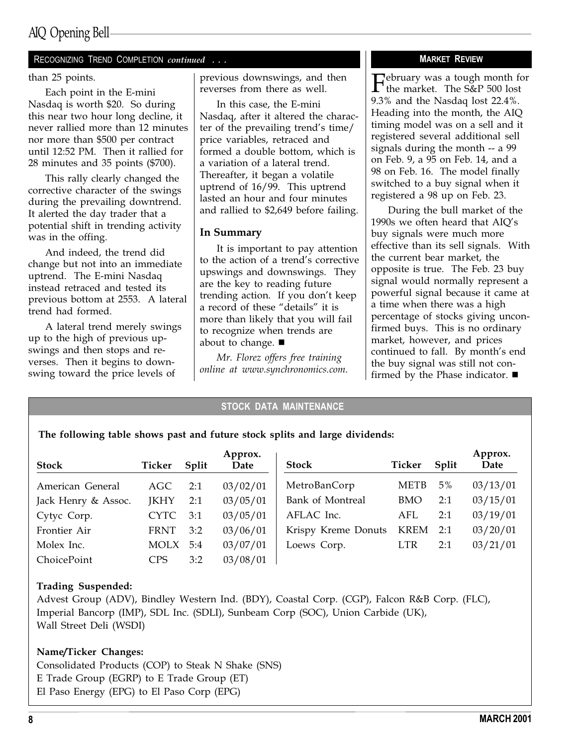## RECOGNIZING TREND COMPLETION *continued . . .*

than 25 points.

Each point in the E-mini Nasdaq is worth $20. So during this near two hour long decline, it never rallied more than 12 minutes nor more than $500 per contract until 12:52 PM. Then it rallied for 28 minutes and 35 points ($700).

This rally clearly changed the corrective character of the swings during the prevailing downtrend. It alerted the day trader that a potential shift in trending activity was in the offing.

And indeed, the trend did change but not into an immediate uptrend. The E-mini Nasdaq instead retraced and tested its previous bottom at 2553. A lateral trend had formed.

A lateral trend merely swings up to the high of previous upswings and then stops and reverses. Then it begins to downswing toward the price levels of previous downswings, and then reverses from there as well.

In this case, the E-mini Nasdaq, after it altered the character of the prevailing trend's time/price variables, retraced and formed a double bottom, which is a variation of a lateral trend. Thereafter, it began a volatile uptrend of 16/99. This uptrend lasted an hour and four minutes and rallied to $2,649 before failing.

### In Summary

It is important to pay attention to the action of a trend's corrective upswings and downswings. They are the key to reading future trending action. If you don't keep a record of these "details" it is more than likely that you will fail to recognize when trends are about to change. ■

*Mr. Florez offers free training online at www.synchronomics.com.*

## MARKET REVIEW

February was a tough month for the market. The S&P 500 lost 9.3% and the Nasdaq lost 22.4%. Heading into the month, the AIQ timing model was on a sell and it registered several additional sell signals during the month -- a 99 on Feb. 9, a 95 on Feb. 14, and a 98 on Feb. 16. The model finally switched to a buy signal when it registered a 98 up on Feb. 23.

During the bull market of the 1990s we often heard that AIQ's buy signals were much more effective than its sell signals. With the current bear market, the opposite is true. The Feb. 23 buy signal would normally represent a powerful signal because it came at a time when there was a high percentage of stocks giving unconfirmed buys. This is no ordinary market, however, and prices continued to fall. By month's end the buy signal was still not confirmed by the Phase indicator. ■

## STOCK DATA MAINTENANCE

**The following table shows past and future stock splits and large dividends:**

| Stock | Ticker | Split | Approx. Date |
|---|---|---|---|
| American General | AGC | 2:1 | 03/02/01 |
| Jack Henry & Assoc. | JKHY | 2:1 | 03/05/01 |
| Cytyc Corp. | CYTC | 3:1 | 03/05/01 |
| Frontier Air | FRNT | 3:2 | 03/06/01 |
| Molex Inc. | MOLX | 5:4 | 03/07/01 |
| ChoicePoint | CPS | 3:2 | 03/08/01 |
| MetroBanCorp | METB | 5% | 03/13/01 |
| Bank of Montreal | BMO | 2:1 | 03/15/01 |
| AFLAC Inc. | AFL | 2:1 | 03/19/01 |
| Krispy Kreme Donuts | KREM | 2:1 | 03/20/01 |
| Loews Corp. | LTR | 2:1 | 03/21/01 |

**Trading Suspended:**

Advest Group (ADV), Bindley Western Ind. (BDY), Coastal Corp. (CGP), Falcon R&B Corp. (FLC), Imperial Bancorp (IMP), SDL Inc. (SDLI), Sunbeam Corp (SOC), Union Carbide (UK), Wall Street Deli (WSDI)

**Name/Ticker Changes:**

Consolidated Products (COP) to Steak N Shake (SNS)
E Trade Group (EGRP) to E Trade Group (ET)
El Paso Energy (EPG) to El Paso Corp (EPG)